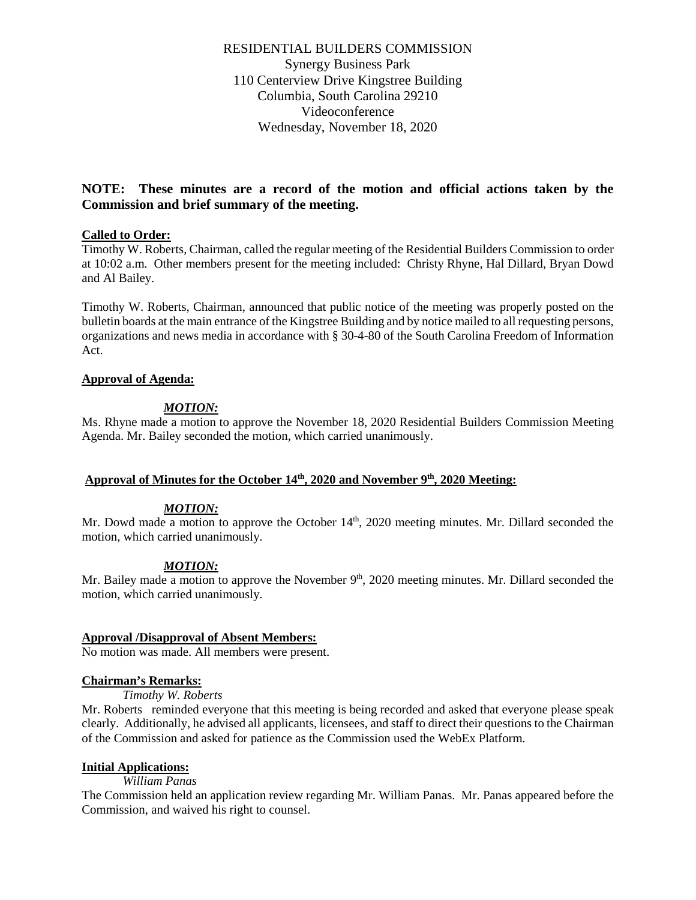RESIDENTIAL BUILDERS COMMISSION
Synergy Business Park
110 Centerview Drive Kingstree Building
Columbia, South Carolina 29210
Videoconference
Wednesday, November 18, 2020

**NOTE: These minutes are a record of the motion and official actions taken by the Commission and brief summary of the meeting.**

**Called to Order:**

Timothy W. Roberts, Chairman, called the regular meeting of the Residential Builders Commission to order at 10:02 a.m. Other members present for the meeting included: Christy Rhyne, Hal Dillard, Bryan Dowd and Al Bailey.

Timothy W. Roberts, Chairman, announced that public notice of the meeting was properly posted on the bulletin boards at the main entrance of the Kingstree Building and by notice mailed to all requesting persons, organizations and news media in accordance with § 30-4-80 of the South Carolina Freedom of Information Act.

**Approval of Agenda:**

***MOTION:***

Ms. Rhyne made a motion to approve the November 18, 2020 Residential Builders Commission Meeting Agenda. Mr. Bailey seconded the motion, which carried unanimously.

**Approval of Minutes for the October 14th, 2020 and November 9th, 2020 Meeting:**

***MOTION:***

Mr. Dowd made a motion to approve the October 14th, 2020 meeting minutes. Mr. Dillard seconded the motion, which carried unanimously.

***MOTION:***

Mr. Bailey made a motion to approve the November 9th, 2020 meeting minutes. Mr. Dillard seconded the motion, which carried unanimously.

**Approval /Disapproval of Absent Members:**

No motion was made. All members were present.

**Chairman's Remarks:**

*Timothy W. Roberts*

Mr. Roberts reminded everyone that this meeting is being recorded and asked that everyone please speak clearly. Additionally, he advised all applicants, licensees, and staff to direct their questions to the Chairman of the Commission and asked for patience as the Commission used the WebEx Platform.

**Initial Applications:**

*William Panas*

The Commission held an application review regarding Mr. William Panas. Mr. Panas appeared before the Commission, and waived his right to counsel.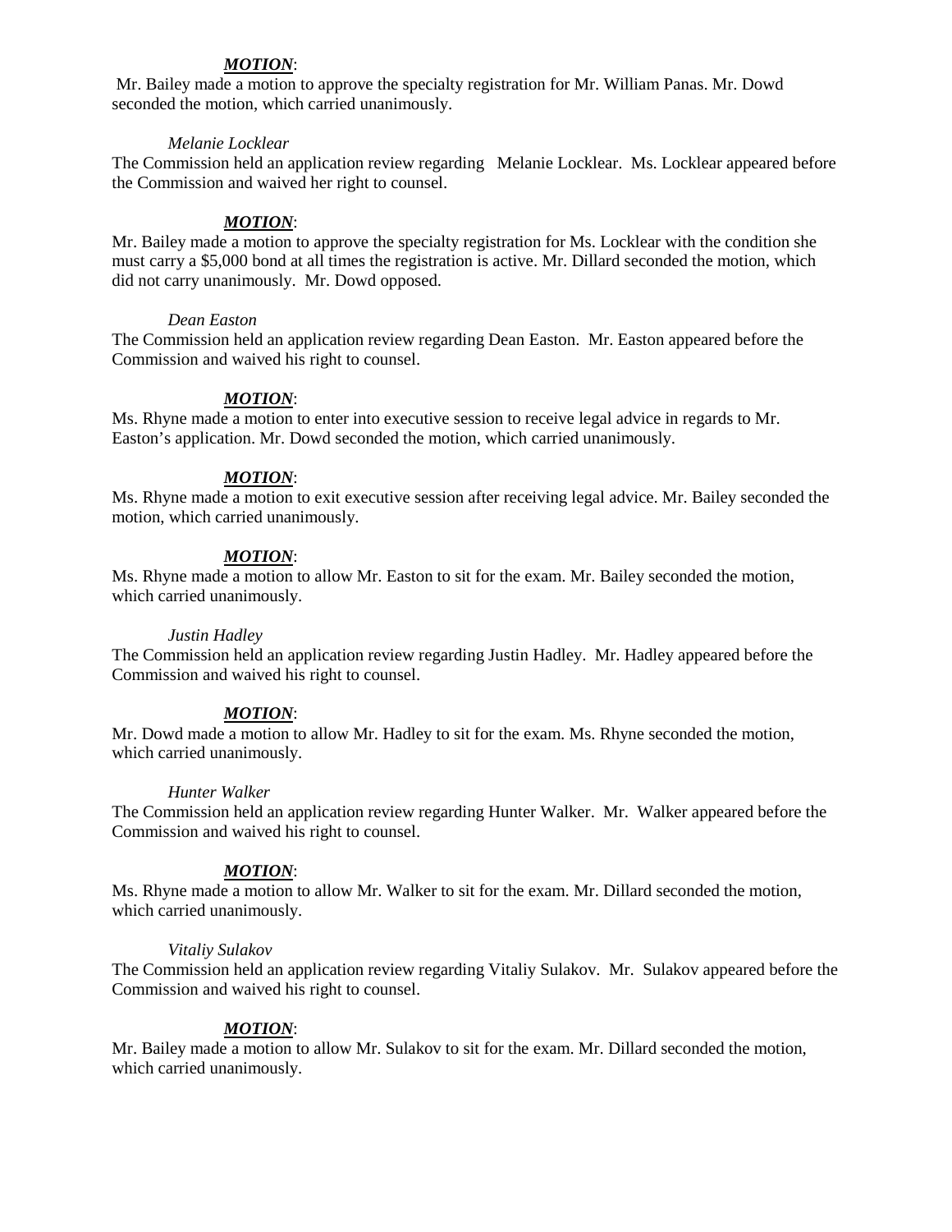***MOTION***:
Mr. Bailey made a motion to approve the specialty registration for Mr. William Panas. Mr. Dowd seconded the motion, which carried unanimously.

*Melanie Locklear*

The Commission held an application review regarding Melanie Locklear. Ms. Locklear appeared before the Commission and waived her right to counsel.

***MOTION***:
Mr. Bailey made a motion to approve the specialty registration for Ms. Locklear with the condition she must carry a $5,000 bond at all times the registration is active. Mr. Dillard seconded the motion, which did not carry unanimously. Mr. Dowd opposed.

*Dean Easton*

The Commission held an application review regarding Dean Easton. Mr. Easton appeared before the Commission and waived his right to counsel.

***MOTION***:
Ms. Rhyne made a motion to enter into executive session to receive legal advice in regards to Mr. Easton's application. Mr. Dowd seconded the motion, which carried unanimously.

***MOTION***:
Ms. Rhyne made a motion to exit executive session after receiving legal advice. Mr. Bailey seconded the motion, which carried unanimously.

***MOTION***:
Ms. Rhyne made a motion to allow Mr. Easton to sit for the exam. Mr. Bailey seconded the motion, which carried unanimously.

*Justin Hadley*

The Commission held an application review regarding Justin Hadley. Mr. Hadley appeared before the Commission and waived his right to counsel.

***MOTION***:
Mr. Dowd made a motion to allow Mr. Hadley to sit for the exam. Ms. Rhyne seconded the motion, which carried unanimously.

*Hunter Walker*

The Commission held an application review regarding Hunter Walker. Mr. Walker appeared before the Commission and waived his right to counsel.

***MOTION***:
Ms. Rhyne made a motion to allow Mr. Walker to sit for the exam. Mr. Dillard seconded the motion, which carried unanimously.

*Vitaliy Sulakov*

The Commission held an application review regarding Vitaliy Sulakov. Mr. Sulakov appeared before the Commission and waived his right to counsel.

***MOTION***:
Mr. Bailey made a motion to allow Mr. Sulakov to sit for the exam. Mr. Dillard seconded the motion, which carried unanimously.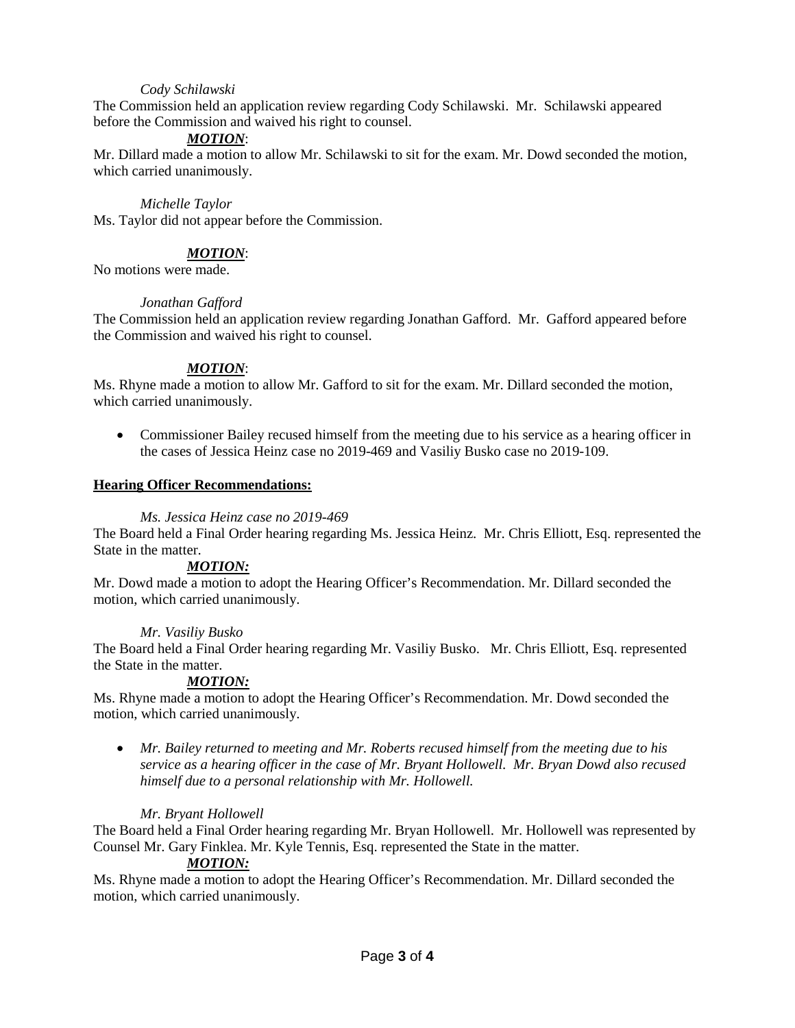*Cody Schilawski*

The Commission held an application review regarding Cody Schilawski. Mr. Schilawski appeared before the Commission and waived his right to counsel.

***MOTION***:

Mr. Dillard made a motion to allow Mr. Schilawski to sit for the exam. Mr. Dowd seconded the motion, which carried unanimously.

*Michelle Taylor*

Ms. Taylor did not appear before the Commission.

***MOTION***:

No motions were made.

*Jonathan Gafford*

The Commission held an application review regarding Jonathan Gafford. Mr. Gafford appeared before the Commission and waived his right to counsel.

***MOTION***:

Ms. Rhyne made a motion to allow Mr. Gafford to sit for the exam. Mr. Dillard seconded the motion, which carried unanimously.

- Commissioner Bailey recused himself from the meeting due to his service as a hearing officer in the cases of Jessica Heinz case no 2019-469 and Vasiliy Busko case no 2019-109.

**Hearing Officer Recommendations:**

*Ms. Jessica Heinz case no 2019-469*

The Board held a Final Order hearing regarding Ms. Jessica Heinz. Mr. Chris Elliott, Esq. represented the State in the matter.

***MOTION:***

Mr. Dowd made a motion to adopt the Hearing Officer's Recommendation. Mr. Dillard seconded the motion, which carried unanimously.

*Mr. Vasiliy Busko*

The Board held a Final Order hearing regarding Mr. Vasiliy Busko. Mr. Chris Elliott, Esq. represented the State in the matter.

***MOTION:***

Ms. Rhyne made a motion to adopt the Hearing Officer's Recommendation. Mr. Dowd seconded the motion, which carried unanimously.

- *Mr. Bailey returned to meeting and Mr. Roberts recused himself from the meeting due to his service as a hearing officer in the case of Mr. Bryant Hollowell. Mr. Bryan Dowd also recused himself due to a personal relationship with Mr. Hollowell.*

*Mr. Bryant Hollowell*

The Board held a Final Order hearing regarding Mr. Bryan Hollowell. Mr. Hollowell was represented by Counsel Mr. Gary Finklea. Mr. Kyle Tennis, Esq. represented the State in the matter.

***MOTION:***

Ms. Rhyne made a motion to adopt the Hearing Officer's Recommendation. Mr. Dillard seconded the motion, which carried unanimously.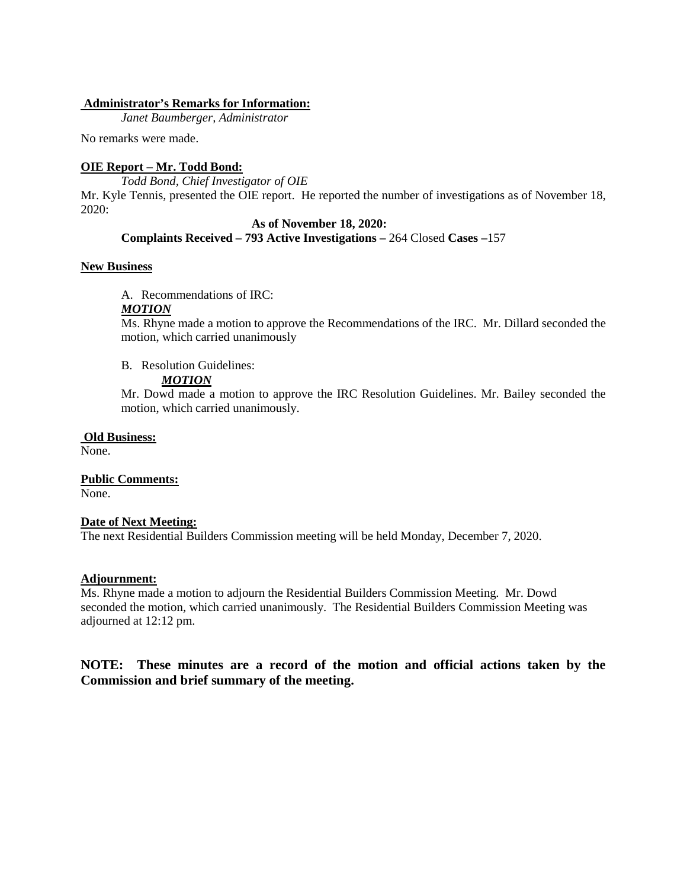**Administrator's Remarks for Information:**

*Janet Baumberger, Administrator*

No remarks were made.

**OIE Report – Mr. Todd Bond:**

*Todd Bond, Chief Investigator of OIE*

Mr. Kyle Tennis, presented the OIE report. He reported the number of investigations as of November 18, 2020:

**As of November 18, 2020:**

**Complaints Received – 793 Active Investigations –** 264 Closed **Cases –**157

**New Business**

A. Recommendations of IRC:

***MOTION***

Ms. Rhyne made a motion to approve the Recommendations of the IRC. Mr. Dillard seconded the motion, which carried unanimously

B. Resolution Guidelines:

***MOTION***

Mr. Dowd made a motion to approve the IRC Resolution Guidelines. Mr. Bailey seconded the motion, which carried unanimously.

**Old Business:**

None.

**Public Comments:**

None.

**Date of Next Meeting:**

The next Residential Builders Commission meeting will be held Monday, December 7, 2020.

**Adjournment:**

Ms. Rhyne made a motion to adjourn the Residential Builders Commission Meeting. Mr. Dowd seconded the motion, which carried unanimously. The Residential Builders Commission Meeting was adjourned at 12:12 pm.

**NOTE: These minutes are a record of the motion and official actions taken by the Commission and brief summary of the meeting.**